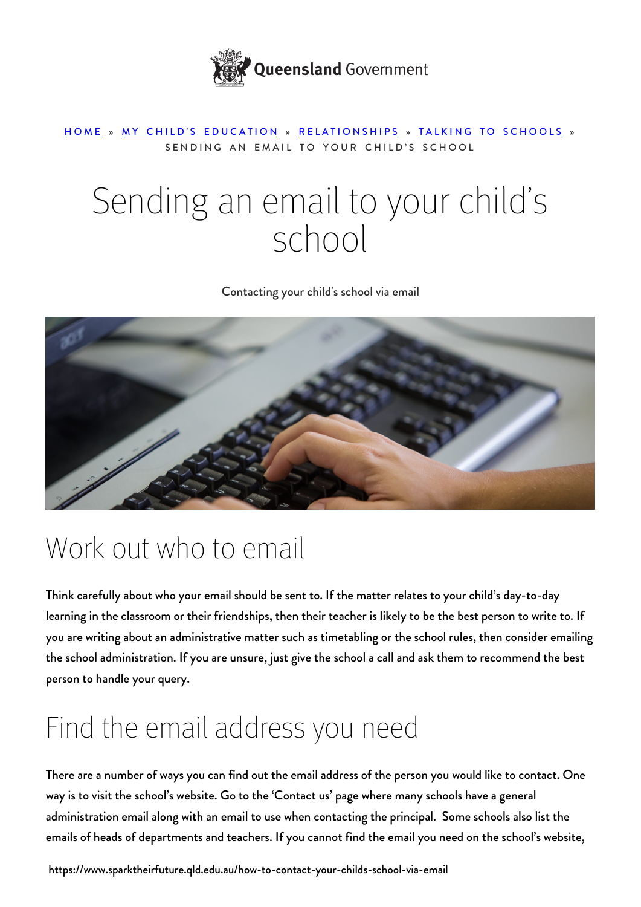Queensland Government

HOME » MY CHILD'S EDUCATION » RELATIONSHIPS » TALKING TO SCHOOLS » SENDING AN EMAIL TO YOUR CHILD'S SCHOOL

# Sending an email to your child's school

Contacting your child's school via email

## Work out who to email

Think carefully about who your email should be sent to. If the matter relates to your child's day-to-day learning in the classroom or their friendships, then their teacher is likely to be the best person to write to. If you are writing about an administrative matter such as timetabling or the school rules, then consider emailing the school administration. If you are unsure, just give the school a call and ask them to recommend the best person to handle your query.

## Find the email address you need

There are a number of ways you can find out the email address of the person you would like to contact. One way is to visit the school's website. Go to the 'Contact us' page where many schools have a general administration email along with an email to use when contacting the principal. Some schools also list the emails of heads of departments and teachers. If you cannot find the email you need on the school's website,

https://www.sparktheirfuture.qld.edu.au/how-to-contact-your-childs-school-via-email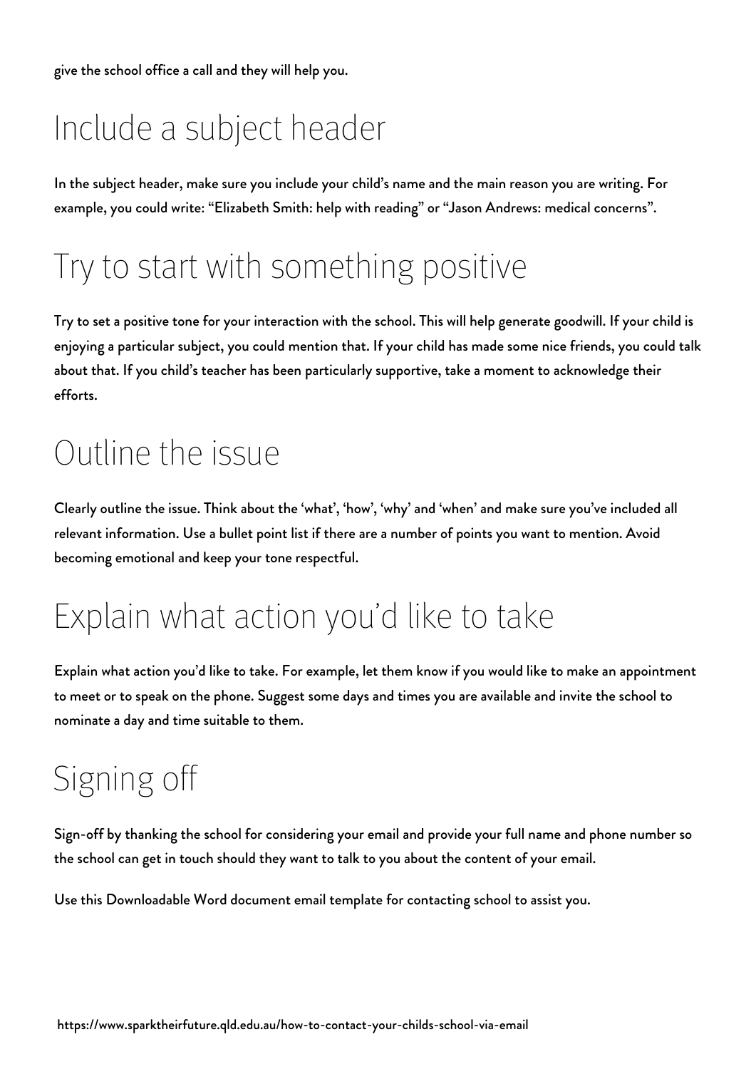give the school office a call and they will help you.

## Include a subject header

In the subject header, make sure you include your child's name and the main reason you are writing. For example, you could write: "Elizabeth Smith: help with reading" or "Jason Andrews: medical concerns".

## Try to start with something positive

Try to set a positive tone for your interaction with the school. This will help generate goodwill. If your child is enjoying a particular subject, you could mention that. If your child has made some nice friends, you could talk about that. If you child's teacher has been particularly supportive, take a moment to acknowledge their efforts.

## Outline the issue

Clearly outline the issue. Think about the 'what', 'how', 'why' and 'when' and make sure you've included all relevant information. Use a bullet point list if there are a number of points you want to mention. Avoid becoming emotional and keep your tone respectful.

## Explain what action you'd like to take

Explain what action you'd like to take. For example, let them know if you would like to make an appointment to meet or to speak on the phone. Suggest some days and times you are available and invite the school to nominate a day and time suitable to them.

## Signing off

Sign-off by thanking the school for considering your email and provide your full name and phone number so the school can get in touch should they want to talk to you about the content of your email.

Use this Downloadable Word document email template for contacting school to assist you.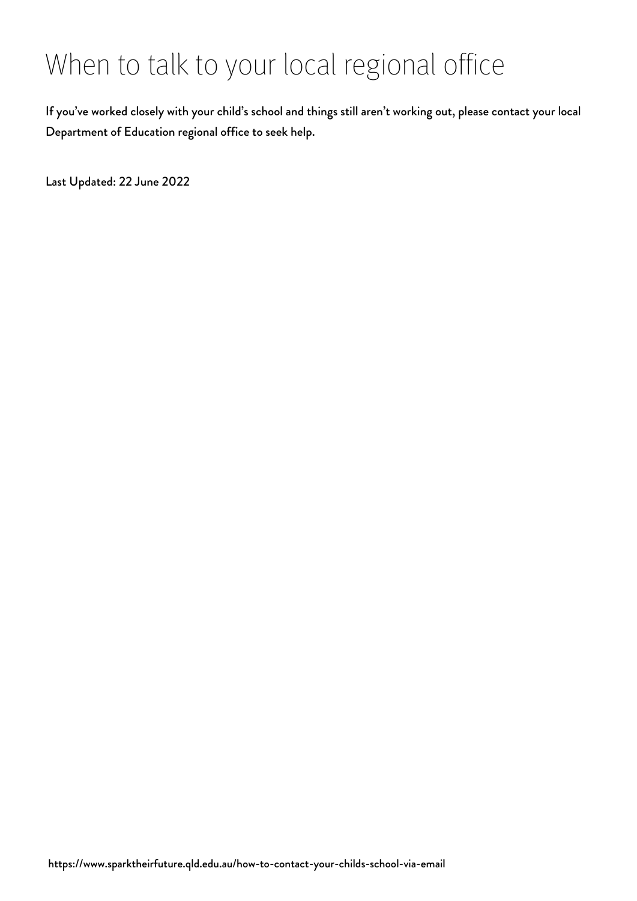# When to talk to your local regional office

If you've worked closely with your child's school and things still aren't working out, please contact your local Department of Education regional office to seek help.

Last Updated: 22 June 2022